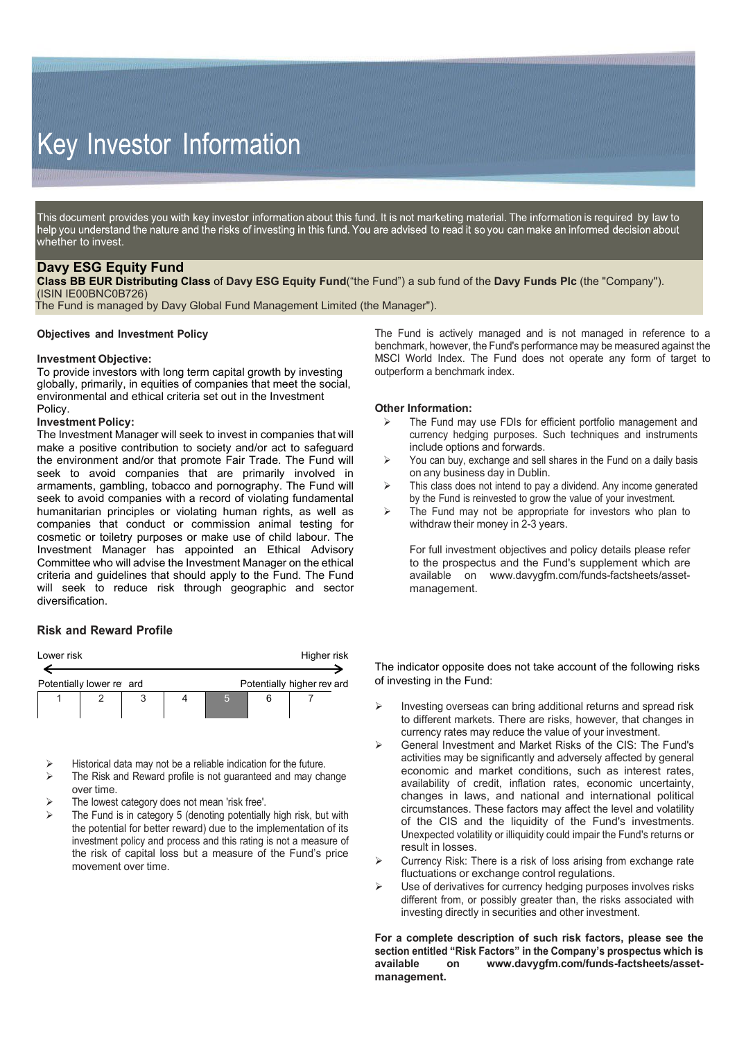# Key Investor Information

This document provides you with key investor information about this fund. It is not marketing material. The information is required by law to help you understand the nature and the risks of investing in this fund. You are advised to read it so you can make an informed decision about whether to invest.

## Davy ESG Equity Fund

**Class BB EUR Distributing Class** of **Davy ESG Equity Fund**("the Fund") a sub fund of the **Davy Funds Plc** (the "Company"). (ISIN IE00BNC0B726)

The Fund is managed by Davy Global Fund Management Limited (the Manager").

### Objectives and Investment Policy

**Investment Objective:**

To provide investors with long term capital growth by investing globally, primarily, in equities of companies that meet the social, environmental and ethical criteria set out in the Investment Policy.

**Investment Policy:**

The Investment Manager will seek to invest in companies that will make a positive contribution to society and/or act to safeguard the environment and/or that promote Fair Trade. The Fund will seek to avoid companies that are primarily involved in armaments, gambling, tobacco and pornography. The Fund will seek to avoid companies with a record of violating fundamental humanitarian principles or violating human rights, as well as companies that conduct or commission animal testing for cosmetic or toiletry purposes or make use of child labour. The Investment Manager has appointed an Ethical Advisory Committee who will advise the Investment Manager on the ethical criteria and guidelines that should apply to the Fund. The Fund will seek to reduce risk through geographic and sector diversification.

The Fund is actively managed and is not managed in reference to a benchmark, however, the Fund's performance may be measured against the MSCI World Index. The Fund does not operate any form of target to outperform a benchmark index.

**Other Information:**

- The Fund may use FDIs for efficient portfolio management and currency hedging purposes. Such techniques and instruments include options and forwards.
- You can buy, exchange and sell shares in the Fund on a daily basis on any business day in Dublin.
- This class does not intend to pay a dividend. Any income generated by the Fund is reinvested to grow the value of your investment.
- The Fund may not be appropriate for investors who plan to withdraw their money in 2-3 years.

  For full investment objectives and policy details please refer to the prospectus and the Fund's supplement which are available on www.davygfm.com/funds-factsheets/asset-management.

### Risk and Reward Profile

Lower risk ← → Higher risk

Potentially lower reward — Potentially higher reward

| 1 | 2 | 3 | 4 | **5** | 6 | 7 |
|---|---|---|---|---|---|---|

- Historical data may not be a reliable indication for the future.
- The Risk and Reward profile is not guaranteed and may change over time.
- The lowest category does not mean 'risk free'.
- The Fund is in category 5 (denoting potentially high risk, but with the potential for better reward) due to the implementation of its investment policy and process and this rating is not a measure of the risk of capital loss but a measure of the Fund's price movement over time.

The indicator opposite does not take account of the following risks of investing in the Fund:

- Investing overseas can bring additional returns and spread risk to different markets. There are risks, however, that changes in currency rates may reduce the value of your investment.
- General Investment and Market Risks of the CIS: The Fund's activities may be significantly and adversely affected by general economic and market conditions, such as interest rates, availability of credit, inflation rates, economic uncertainty, changes in laws, and national and international political circumstances. These factors may affect the level and volatility of the CIS and the liquidity of the Fund's investments. Unexpected volatility or illiquidity could impair the Fund's returns or result in losses.
- Currency Risk: There is a risk of loss arising from exchange rate fluctuations or exchange control regulations.
- Use of derivatives for currency hedging purposes involves risks different from, or possibly greater than, the risks associated with investing directly in securities and other investment.

**For a complete description of such risk factors, please see the section entitled "Risk Factors" in the Company's prospectus which is available on www.davygfm.com/funds-factsheets/asset-management.**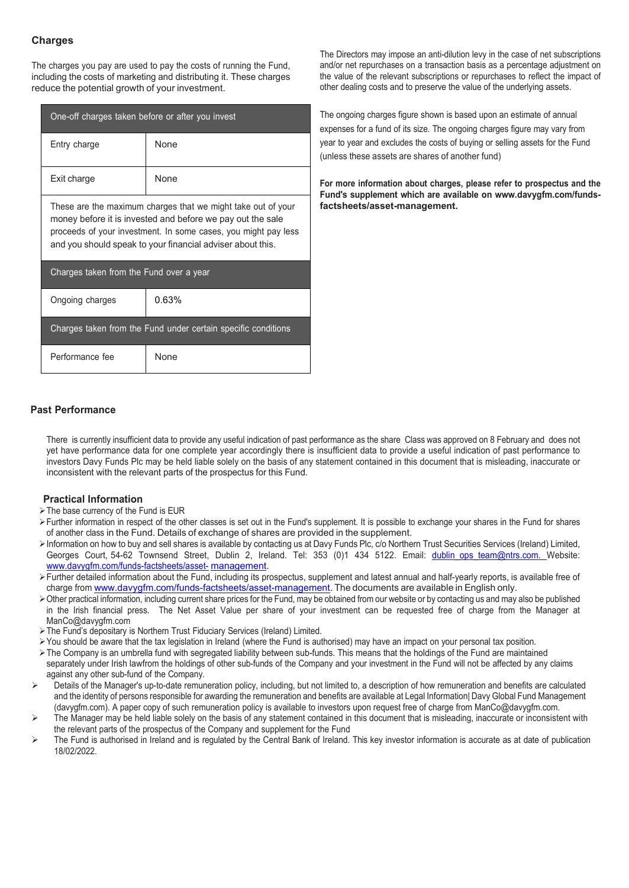## Charges

The charges you pay are used to pay the costs of running the Fund, including the costs of marketing and distributing it. These charges reduce the potential growth of your investment.

| One-off charges taken before or after you invest | |
|---|---|
| Entry charge | None |
| Exit charge | None |
| These are the maximum charges that we might take out of your money before it is invested and before we pay out the sale proceeds of your investment. In some cases, you might pay less and you should speak to your financial adviser about this. | |
| **Charges taken from the Fund over a year** | |
| Ongoing charges | 0.63% |
| **Charges taken from the Fund under certain specific conditions** | |
| Performance fee | None |

The Directors may impose an anti-dilution levy in the case of net subscriptions and/or net repurchases on a transaction basis as a percentage adjustment on the value of the relevant subscriptions or repurchases to reflect the impact of other dealing costs and to preserve the value of the underlying assets.

The ongoing charges figure shown is based upon an estimate of annual expenses for a fund of its size. The ongoing charges figure may vary from year to year and excludes the costs of buying or selling assets for the Fund (unless these assets are shares of another fund)

**For more information about charges, please refer to prospectus and the Fund's supplement which are available on www.davygfm.com/funds-factsheets/asset-management.**

## Past Performance

There is currently insufficient data to provide any useful indication of past performance as the share Class was approved on 8 February and does not yet have performance data for one complete year accordingly there is insufficient data to provide a useful indication of past performance to investors Davy Funds Plc may be held liable solely on the basis of any statement contained in this document that is misleading, inaccurate or inconsistent with the relevant parts of the prospectus for this Fund.

## Practical Information

- The base currency of the Fund is EUR
- Further information in respect of the other classes is set out in the Fund's supplement. It is possible to exchange your shares in the Fund for shares of another class in the Fund. Details of exchange of shares are provided in the supplement.
- Information on how to buy and sell shares is available by contacting us at Davy Funds Plc, c/o Northern Trust Securities Services (Ireland) Limited, Georges Court, 54-62 Townsend Street, Dublin 2, Ireland. Tel: 353 (0)1 434 5122. Email: dublin_ops_team@ntrs.com. Website: www.davygfm.com/funds-factsheets/asset- management.
- Further detailed information about the Fund, including its prospectus, supplement and latest annual and half-yearly reports, is available free of charge from www.davygfm.com/funds-factsheets/asset-management. The documents are available in English only.
- Other practical information, including current share prices for the Fund, may be obtained from our website or by contacting us and may also be published in the Irish financial press. The Net Asset Value per share of your investment can be requested free of charge from the Manager at ManCo@davygfm.com
- The Fund's depositary is Northern Trust Fiduciary Services (Ireland) Limited.
- You should be aware that the tax legislation in Ireland (where the Fund is authorised) may have an impact on your personal tax position.
- The Company is an umbrella fund with segregated liability between sub-funds. This means that the holdings of the Fund are maintained separately under Irish lawfrom the holdings of other sub-funds of the Company and your investment in the Fund will not be affected by any claims against any other sub-fund of the Company.
- Details of the Manager's up-to-date remuneration policy, including, but not limited to, a description of how remuneration and benefits are calculated and the identity of persons responsible for awarding the remuneration and benefits are available at Legal Information| Davy Global Fund Management (davygfm.com). A paper copy of such remuneration policy is available to investors upon request free of charge from ManCo@davygfm.com.
- The Manager may be held liable solely on the basis of any statement contained in this document that is misleading, inaccurate or inconsistent with the relevant parts of the prospectus of the Company and supplement for the Fund
- The Fund is authorised in Ireland and is regulated by the Central Bank of Ireland. This key investor information is accurate as at date of publication 18/02/2022.